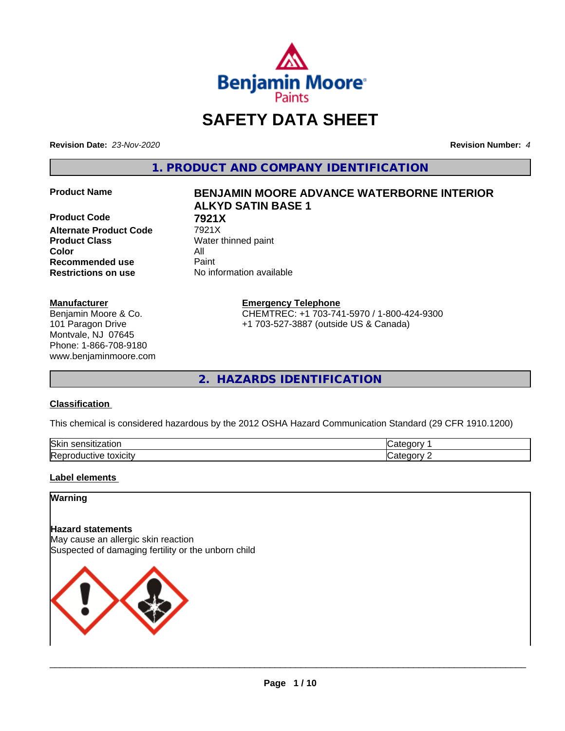# SAFETY DATA SHEET

**Revision Date:** *23-Nov-2020*

**Revision Number:** *4*

## 1. PRODUCT AND COMPANY IDENTIFICATION

| | |
|---|---|
| **Product Name** | **BENJAMIN MOORE ADVANCE WATERBORNE INTERIOR ALKYD SATIN BASE 1** |
| **Product Code** | **7921X** |
| **Alternate Product Code** | 7921X |
| **Product Class** | Water thinned paint |
| **Color** | All |
| **Recommended use** | Paint |
| **Restrictions on use** | No information available |

**Manufacturer**
Benjamin Moore & Co.
101 Paragon Drive
Montvale, NJ 07645
Phone: 1-866-708-9180
www.benjaminmoore.com

**Emergency Telephone**
CHEMTREC: +1 703-741-5970 / 1-800-424-9300
+1 703-527-3887 (outside US & Canada)

## 2. HAZARDS IDENTIFICATION

### Classification

This chemical is considered hazardous by the 2012 OSHA Hazard Communication Standard (29 CFR 1910.1200)

| | |
|---|---|
| Skin sensitization | Category 1 |
| Reproductive toxicity | Category 2 |

### Label elements

**Warning**

**Hazard statements**
May cause an allergic skin reaction
Suspected of damaging fertility or the unborn child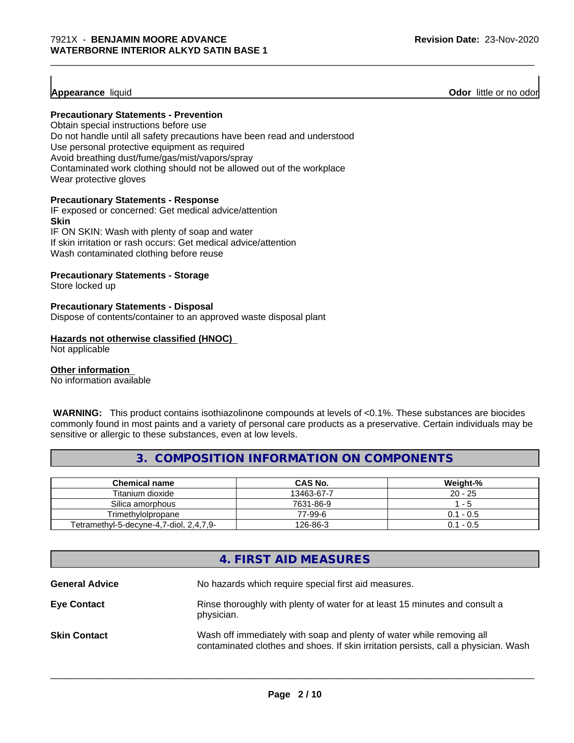**Appearance** liquid **Odor** little or no odor

**Precautionary Statements - Prevention**

Obtain special instructions before use
Do not handle until all safety precautions have been read and understood
Use personal protective equipment as required
Avoid breathing dust/fume/gas/mist/vapors/spray
Contaminated work clothing should not be allowed out of the workplace
Wear protective gloves

**Precautionary Statements - Response**

IF exposed or concerned: Get medical advice/attention

**Skin**

IF ON SKIN: Wash with plenty of soap and water
If skin irritation or rash occurs: Get medical advice/attention
Wash contaminated clothing before reuse

**Precautionary Statements - Storage**

Store locked up

**Precautionary Statements - Disposal**

Dispose of contents/container to an approved waste disposal plant

**Hazards not otherwise classified (HNOC)**

Not applicable

**Other information**

No information available

**WARNING:** This product contains isothiazolinone compounds at levels of <0.1%. These substances are biocides commonly found in most paints and a variety of personal care products as a preservative. Certain individuals may be sensitive or allergic to these substances, even at low levels.

## 3. COMPOSITION INFORMATION ON COMPONENTS

| Chemical name | CAS No. | Weight-% |
|---|---|---|
| Titanium dioxide | 13463-67-7 | 20 - 25 |
| Silica amorphous | 7631-86-9 | 1 - 5 |
| Trimethylolpropane | 77-99-6 | 0.1 - 0.5 |
| Tetramethyl-5-decyne-4,7-diol, 2,4,7,9- | 126-86-3 | 0.1 - 0.5 |

## 4. FIRST AID MEASURES

**General Advice** No hazards which require special first aid measures.

**Eye Contact** Rinse thoroughly with plenty of water for at least 15 minutes and consult a physician.

**Skin Contact** Wash off immediately with soap and plenty of water while removing all contaminated clothes and shoes. If skin irritation persists, call a physician. Wash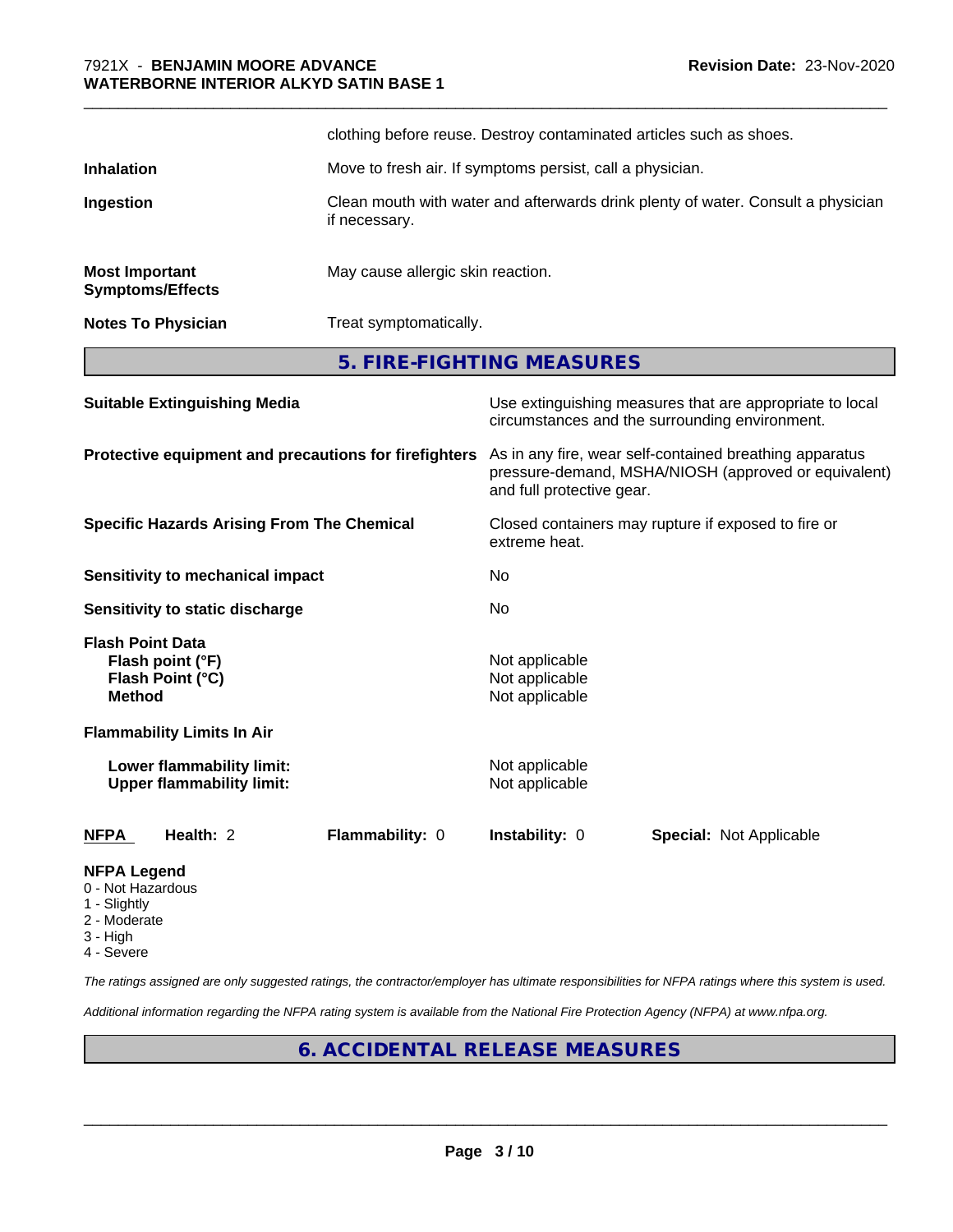clothing before reuse. Destroy contaminated articles such as shoes.

| | |
|---|---|
| **Inhalation** | Move to fresh air. If symptoms persist, call a physician. |
| **Ingestion** | Clean mouth with water and afterwards drink plenty of water. Consult a physician if necessary. |
| **Most Important Symptoms/Effects** | May cause allergic skin reaction. |
| **Notes To Physician** | Treat symptomatically. |

## 5. FIRE-FIGHTING MEASURES

| | |
|---|---|
| **Suitable Extinguishing Media** | Use extinguishing measures that are appropriate to local circumstances and the surrounding environment. |
| **Protective equipment and precautions for firefighters** | As in any fire, wear self-contained breathing apparatus pressure-demand, MSHA/NIOSH (approved or equivalent) and full protective gear. |
| **Specific Hazards Arising From The Chemical** | Closed containers may rupture if exposed to fire or extreme heat. |
| **Sensitivity to mechanical impact** | No |
| **Sensitivity to static discharge** | No |

**Flash Point Data**

| | |
|---|---|
| **Flash point (°F)** | Not applicable |
| **Flash Point (°C)** | Not applicable |
| **Method** | Not applicable |

**Flammability Limits In Air**

| | |
|---|---|
| **Lower flammability limit:** | Not applicable |
| **Upper flammability limit:** | Not applicable |

| **NFPA** | **Health:** 2 | **Flammability:** 0 | **Instability:** 0 | **Special:** Not Applicable |
|---|---|---|---|---|

**NFPA Legend**

- 0 - Not Hazardous
- 1 - Slightly
- 2 - Moderate
- 3 - High
- 4 - Severe

*The ratings assigned are only suggested ratings, the contractor/employer has ultimate responsibilities for NFPA ratings where this system is used.*

*Additional information regarding the NFPA rating system is available from the National Fire Protection Agency (NFPA) at www.nfpa.org.*

## 6. ACCIDENTAL RELEASE MEASURES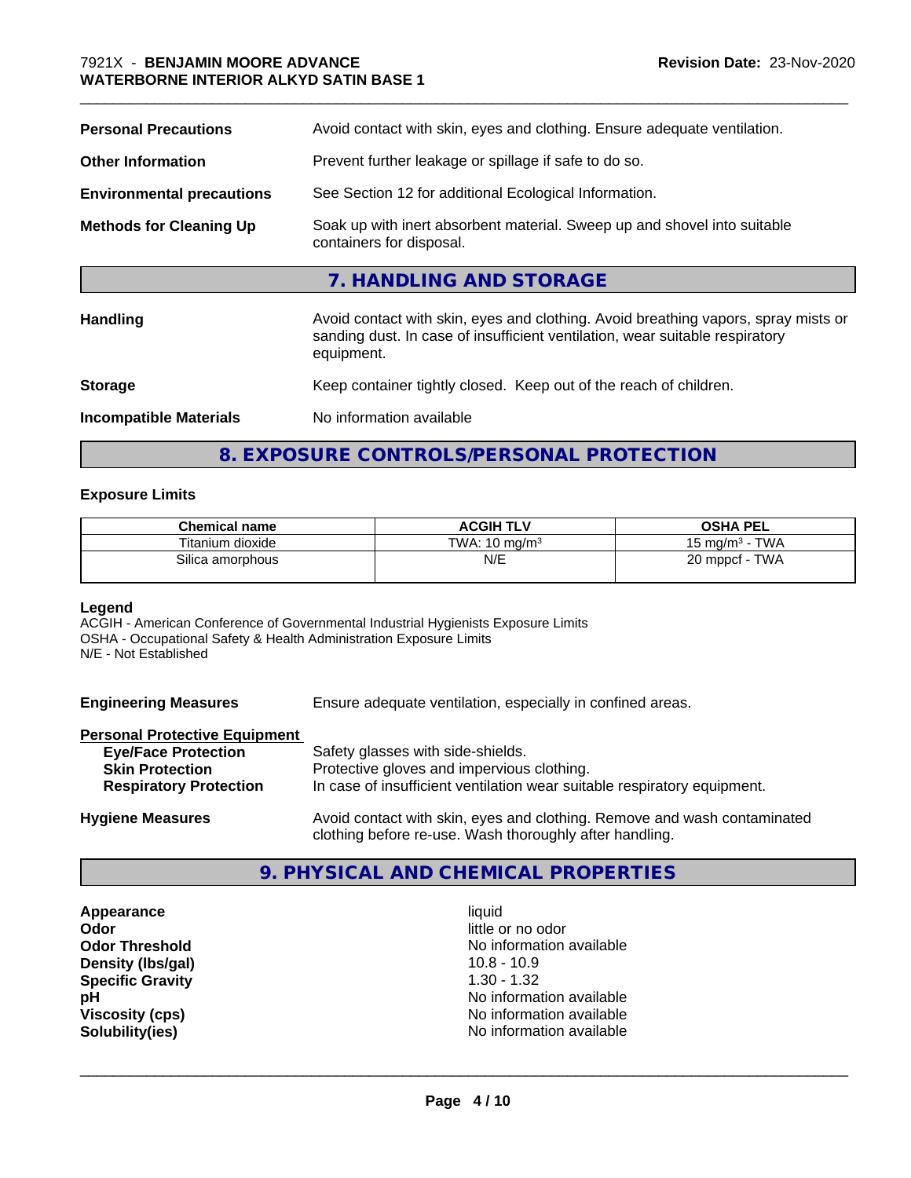| | |
|---|---|
| **Personal Precautions** | Avoid contact with skin, eyes and clothing. Ensure adequate ventilation. |
| **Other Information** | Prevent further leakage or spillage if safe to do so. |
| **Environmental precautions** | See Section 12 for additional Ecological Information. |
| **Methods for Cleaning Up** | Soak up with inert absorbent material. Sweep up and shovel into suitable containers for disposal. |

## 7. HANDLING AND STORAGE

| | |
|---|---|
| **Handling** | Avoid contact with skin, eyes and clothing. Avoid breathing vapors, spray mists or sanding dust. In case of insufficient ventilation, wear suitable respiratory equipment. |
| **Storage** | Keep container tightly closed. Keep out of the reach of children. |
| **Incompatible Materials** | No information available |

## 8. EXPOSURE CONTROLS/PERSONAL PROTECTION

### Exposure Limits

| Chemical name | ACGIH TLV | OSHA PEL |
|---|---|---|
| Titanium dioxide | TWA: 10 mg/m³ | 15 mg/m³ - TWA |
| Silica amorphous | N/E | 20 mppcf - TWA |

**Legend**
ACGIH - American Conference of Governmental Industrial Hygienists Exposure Limits
OSHA - Occupational Safety & Health Administration Exposure Limits
N/E - Not Established

**Engineering Measures** — Ensure adequate ventilation, especially in confined areas.

**Personal Protective Equipment**

- **Eye/Face Protection** — Safety glasses with side-shields.
- **Skin Protection** — Protective gloves and impervious clothing.
- **Respiratory Protection** — In case of insufficient ventilation wear suitable respiratory equipment.

**Hygiene Measures** — Avoid contact with skin, eyes and clothing. Remove and wash contaminated clothing before re-use. Wash thoroughly after handling.

## 9. PHYSICAL AND CHEMICAL PROPERTIES

| | |
|---|---|
| **Appearance** | liquid |
| **Odor** | little or no odor |
| **Odor Threshold** | No information available |
| **Density (lbs/gal)** | 10.8 - 10.9 |
| **Specific Gravity** | 1.30 - 1.32 |
| **pH** | No information available |
| **Viscosity (cps)** | No information available |
| **Solubility(ies)** | No information available |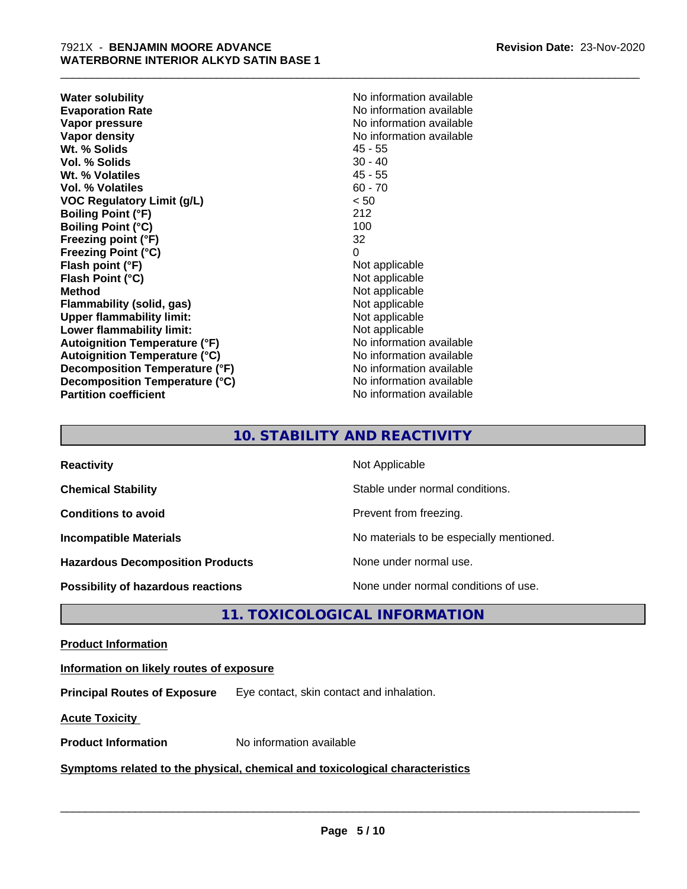| | |
|---|---|
| **Water solubility** | No information available |
| **Evaporation Rate** | No information available |
| **Vapor pressure** | No information available |
| **Vapor density** | No information available |
| **Wt. % Solids** | 45 - 55 |
| **Vol. % Solids** | 30 - 40 |
| **Wt. % Volatiles** | 45 - 55 |
| **Vol. % Volatiles** | 60 - 70 |
| **VOC Regulatory Limit (g/L)** | < 50 |
| **Boiling Point (°F)** | 212 |
| **Boiling Point (°C)** | 100 |
| **Freezing point (°F)** | 32 |
| **Freezing Point (°C)** | 0 |
| **Flash point (°F)** | Not applicable |
| **Flash Point (°C)** | Not applicable |
| **Method** | Not applicable |
| **Flammability (solid, gas)** | Not applicable |
| **Upper flammability limit:** | Not applicable |
| **Lower flammability limit:** | Not applicable |
| **Autoignition Temperature (°F)** | No information available |
| **Autoignition Temperature (°C)** | No information available |
| **Decomposition Temperature (°F)** | No information available |
| **Decomposition Temperature (°C)** | No information available |
| **Partition coefficient** | No information available |

## 10. STABILITY AND REACTIVITY

| | |
|---|---|
| **Reactivity** | Not Applicable |
| **Chemical Stability** | Stable under normal conditions. |
| **Conditions to avoid** | Prevent from freezing. |
| **Incompatible Materials** | No materials to be especially mentioned. |
| **Hazardous Decomposition Products** | None under normal use. |
| **Possibility of hazardous reactions** | None under normal conditions of use. |

## 11. TOXICOLOGICAL INFORMATION

**Product Information**

**Information on likely routes of exposure**

**Principal Routes of Exposure** Eye contact, skin contact and inhalation.

**Acute Toxicity**

**Product Information** No information available

**Symptoms related to the physical, chemical and toxicological characteristics**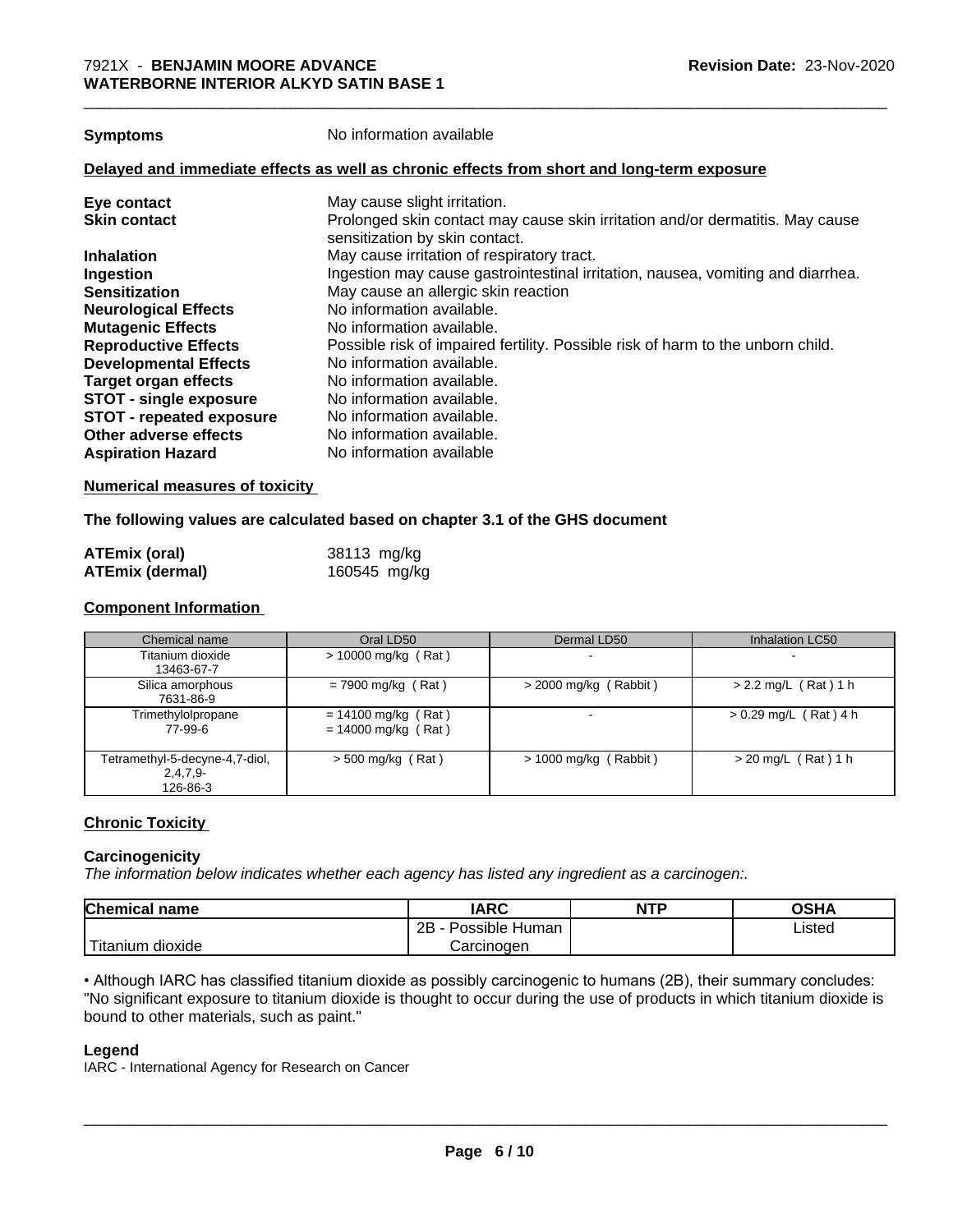**Symptoms** No information available

**Delayed and immediate effects as well as chronic effects from short and long-term exposure**

| | |
|---|---|
| **Eye contact** | May cause slight irritation. |
| **Skin contact** | Prolonged skin contact may cause skin irritation and/or dermatitis. May cause sensitization by skin contact. |
| **Inhalation** | May cause irritation of respiratory tract. |
| **Ingestion** | Ingestion may cause gastrointestinal irritation, nausea, vomiting and diarrhea. |
| **Sensitization** | May cause an allergic skin reaction |
| **Neurological Effects** | No information available. |
| **Mutagenic Effects** | No information available. |
| **Reproductive Effects** | Possible risk of impaired fertility. Possible risk of harm to the unborn child. |
| **Developmental Effects** | No information available. |
| **Target organ effects** | No information available. |
| **STOT - single exposure** | No information available. |
| **STOT - repeated exposure** | No information available. |
| **Other adverse effects** | No information available. |
| **Aspiration Hazard** | No information available |

**Numerical measures of toxicity**

**The following values are calculated based on chapter 3.1 of the GHS document**

| | |
|---|---|
| **ATEmix (oral)** | 38113 mg/kg |
| **ATEmix (dermal)** | 160545 mg/kg |

**Component Information**

| Chemical name | Oral LD50 | Dermal LD50 | Inhalation LC50 |
|---|---|---|---|
| Titanium dioxide 13463-67-7 | > 10000 mg/kg ( Rat ) | - | - |
| Silica amorphous 7631-86-9 | = 7900 mg/kg ( Rat ) | > 2000 mg/kg ( Rabbit ) | > 2.2 mg/L ( Rat ) 1 h |
| Trimethylolpropane 77-99-6 | = 14100 mg/kg ( Rat ) = 14000 mg/kg ( Rat ) | - | > 0.29 mg/L ( Rat ) 4 h |
| Tetramethyl-5-decyne-4,7-diol, 2,4,7,9- 126-86-3 | > 500 mg/kg ( Rat ) | > 1000 mg/kg ( Rabbit ) | > 20 mg/L ( Rat ) 1 h |

**Chronic Toxicity**

**Carcinogenicity**

*The information below indicates whether each agency has listed any ingredient as a carcinogen:.*

| Chemical name | IARC | NTP | OSHA |
|---|---|---|---|
| Titanium dioxide | 2B - Possible Human Carcinogen | | Listed |

• Although IARC has classified titanium dioxide as possibly carcinogenic to humans (2B), their summary concludes: "No significant exposure to titanium dioxide is thought to occur during the use of products in which titanium dioxide is bound to other materials, such as paint."

**Legend**

IARC - International Agency for Research on Cancer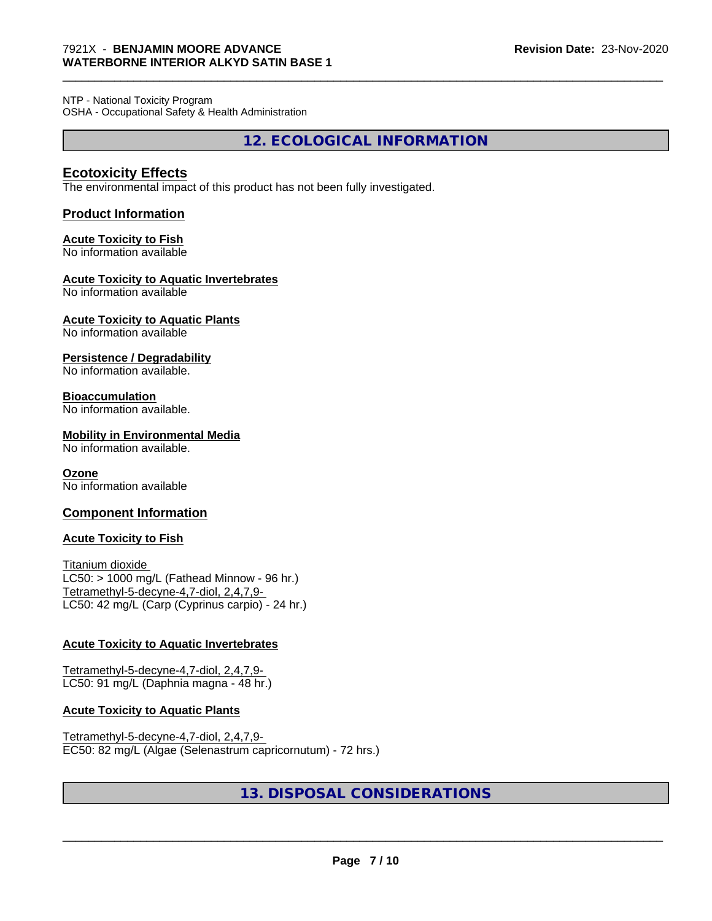NTP - National Toxicity Program
OSHA - Occupational Safety & Health Administration

## 12. ECOLOGICAL INFORMATION

### Ecotoxicity Effects

The environmental impact of this product has not been fully investigated.

### Product Information

**Acute Toxicity to Fish**
No information available

**Acute Toxicity to Aquatic Invertebrates**
No information available

**Acute Toxicity to Aquatic Plants**
No information available

**Persistence / Degradability**
No information available.

**Bioaccumulation**
No information available.

**Mobility in Environmental Media**
No information available.

**Ozone**
No information available

### Component Information

**Acute Toxicity to Fish**

Titanium dioxide
LC50: > 1000 mg/L (Fathead Minnow - 96 hr.)
Tetramethyl-5-decyne-4,7-diol, 2,4,7,9-
LC50: 42 mg/L (Carp (Cyprinus carpio) - 24 hr.)

**Acute Toxicity to Aquatic Invertebrates**

Tetramethyl-5-decyne-4,7-diol, 2,4,7,9-
LC50: 91 mg/L (Daphnia magna - 48 hr.)

**Acute Toxicity to Aquatic Plants**

Tetramethyl-5-decyne-4,7-diol, 2,4,7,9-
EC50: 82 mg/L (Algae (Selenastrum capricornutum) - 72 hrs.)

## 13. DISPOSAL CONSIDERATIONS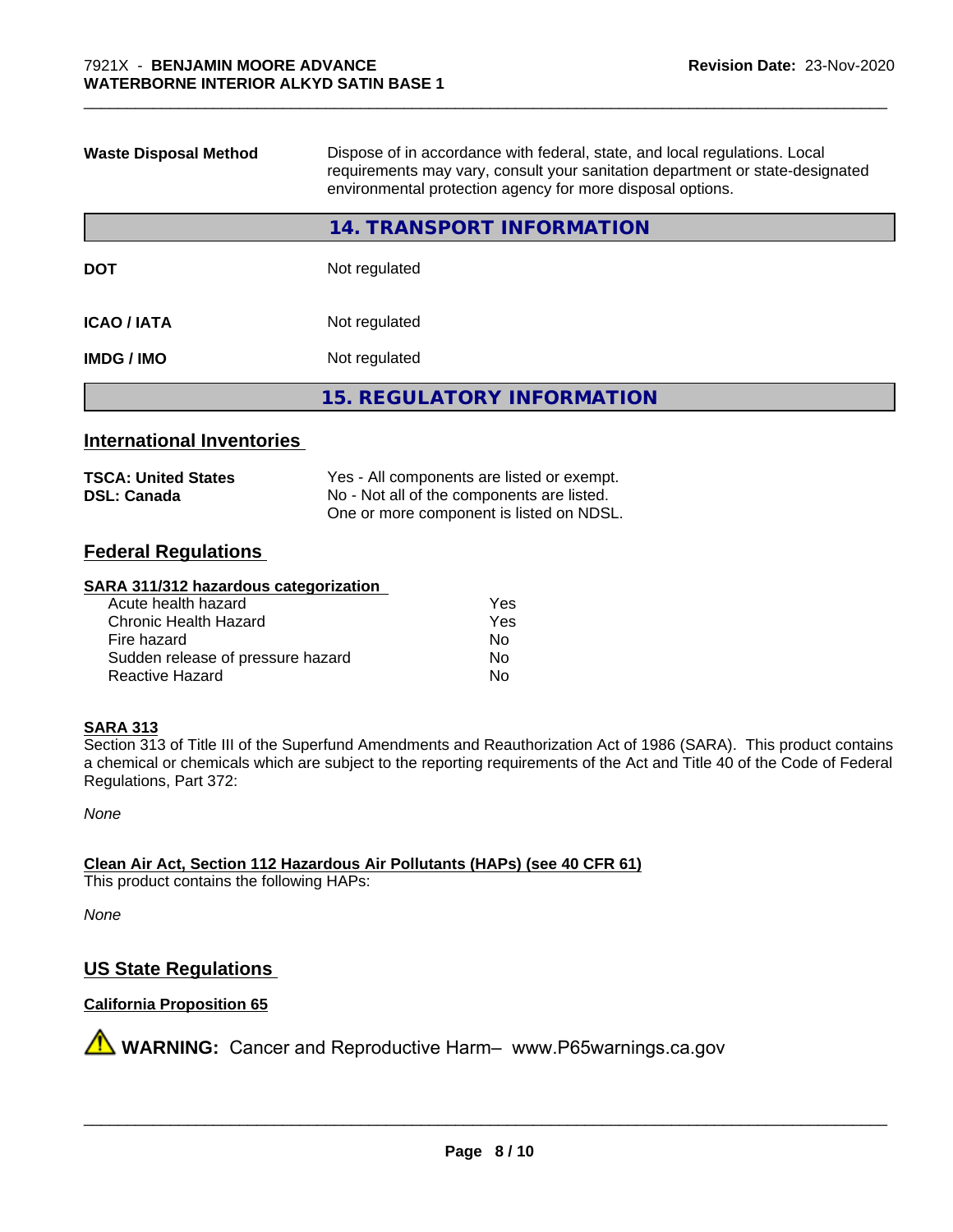| | |
|---|---|
| **Waste Disposal Method** | Dispose of in accordance with federal, state, and local regulations. Local requirements may vary, consult your sanitation department or state-designated environmental protection agency for more disposal options. |

## 14. TRANSPORT INFORMATION

| | |
|---|---|
| **DOT** | Not regulated |
| **ICAO / IATA** | Not regulated |
| **IMDG / IMO** | Not regulated |

## 15. REGULATORY INFORMATION

### International Inventories

| | |
|---|---|
| **TSCA: United States** | Yes - All components are listed or exempt. |
| **DSL: Canada** | No - Not all of the components are listed. One or more component is listed on NDSL. |

### Federal Regulations

**SARA 311/312 hazardous categorization**

| | |
|---|---|
| Acute health hazard | Yes |
| Chronic Health Hazard | Yes |
| Fire hazard | No |
| Sudden release of pressure hazard | No |
| Reactive Hazard | No |

**SARA 313**

Section 313 of Title III of the Superfund Amendments and Reauthorization Act of 1986 (SARA). This product contains a chemical or chemicals which are subject to the reporting requirements of the Act and Title 40 of the Code of Federal Regulations, Part 372:

*None*

**Clean Air Act, Section 112 Hazardous Air Pollutants (HAPs) (see 40 CFR 61)**

This product contains the following HAPs:

*None*

### US State Regulations

**California Proposition 65**

⚠ **WARNING:** Cancer and Reproductive Harm– www.P65warnings.ca.gov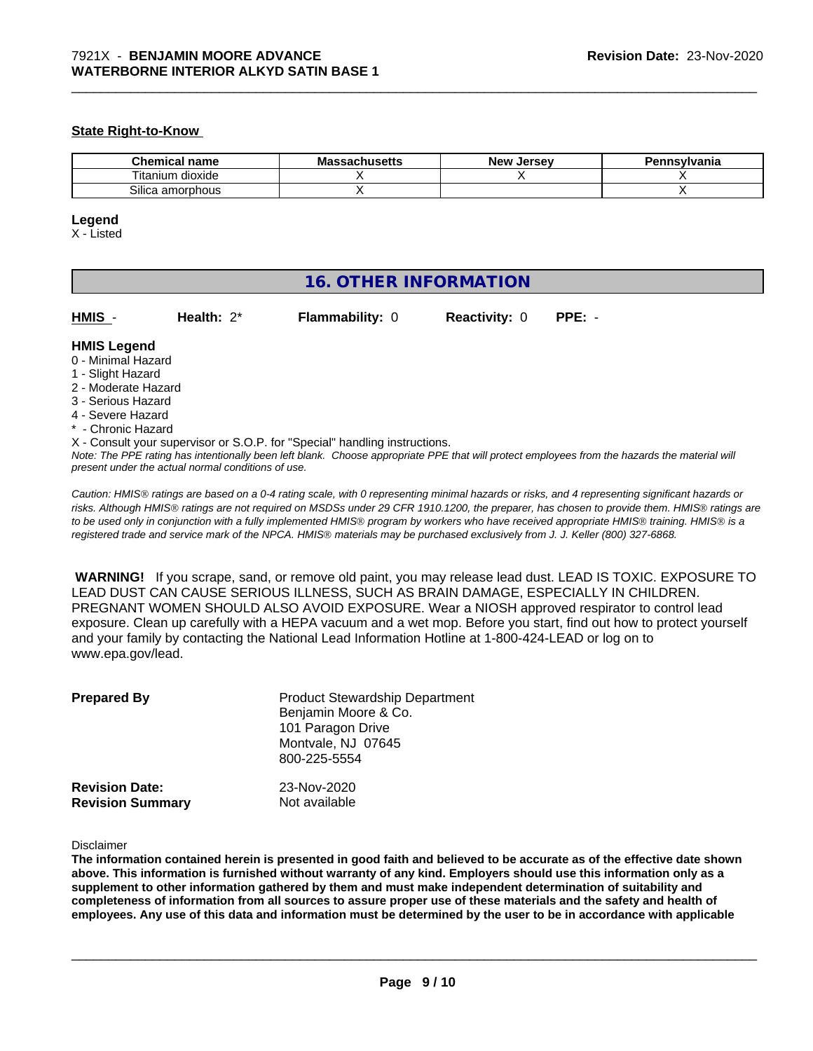#### State Right-to-Know

| Chemical name | Massachusetts | New Jersey | Pennsylvania |
| --- | --- | --- | --- |
| Titanium dioxide | X | X | X |
| Silica amorphous | X | | X |

**Legend**

X - Listed

## 16. OTHER INFORMATION

**HMIS** - **Health:** 2* **Flammability:** 0 **Reactivity:** 0 **PPE:** -

**HMIS Legend**

0 - Minimal Hazard
1 - Slight Hazard
2 - Moderate Hazard
3 - Serious Hazard
4 - Severe Hazard
* - Chronic Hazard
X - Consult your supervisor or S.O.P. for "Special" handling instructions.

*Note: The PPE rating has intentionally been left blank. Choose appropriate PPE that will protect employees from the hazards the material will present under the actual normal conditions of use.*

*Caution: HMIS® ratings are based on a 0-4 rating scale, with 0 representing minimal hazards or risks, and 4 representing significant hazards or risks. Although HMIS® ratings are not required on MSDSs under 29 CFR 1910.1200, the preparer, has chosen to provide them. HMIS® ratings are to be used only in conjunction with a fully implemented HMIS® program by workers who have received appropriate HMIS® training. HMIS® is a registered trade and service mark of the NPCA. HMIS® materials may be purchased exclusively from J. J. Keller (800) 327-6868.*

**WARNING!** If you scrape, sand, or remove old paint, you may release lead dust. LEAD IS TOXIC. EXPOSURE TO LEAD DUST CAN CAUSE SERIOUS ILLNESS, SUCH AS BRAIN DAMAGE, ESPECIALLY IN CHILDREN. PREGNANT WOMEN SHOULD ALSO AVOID EXPOSURE. Wear a NIOSH approved respirator to control lead exposure. Clean up carefully with a HEPA vacuum and a wet mop. Before you start, find out how to protect yourself and your family by contacting the National Lead Information Hotline at 1-800-424-LEAD or log on to www.epa.gov/lead.

**Prepared By**
Product Stewardship Department
Benjamin Moore & Co.
101 Paragon Drive
Montvale, NJ 07645
800-225-5554

**Revision Date:** 23-Nov-2020
**Revision Summary** Not available

Disclaimer

**The information contained herein is presented in good faith and believed to be accurate as of the effective date shown above. This information is furnished without warranty of any kind. Employers should use this information only as a supplement to other information gathered by them and must make independent determination of suitability and completeness of information from all sources to assure proper use of these materials and the safety and health of employees. Any use of this data and information must be determined by the user to be in accordance with applicable**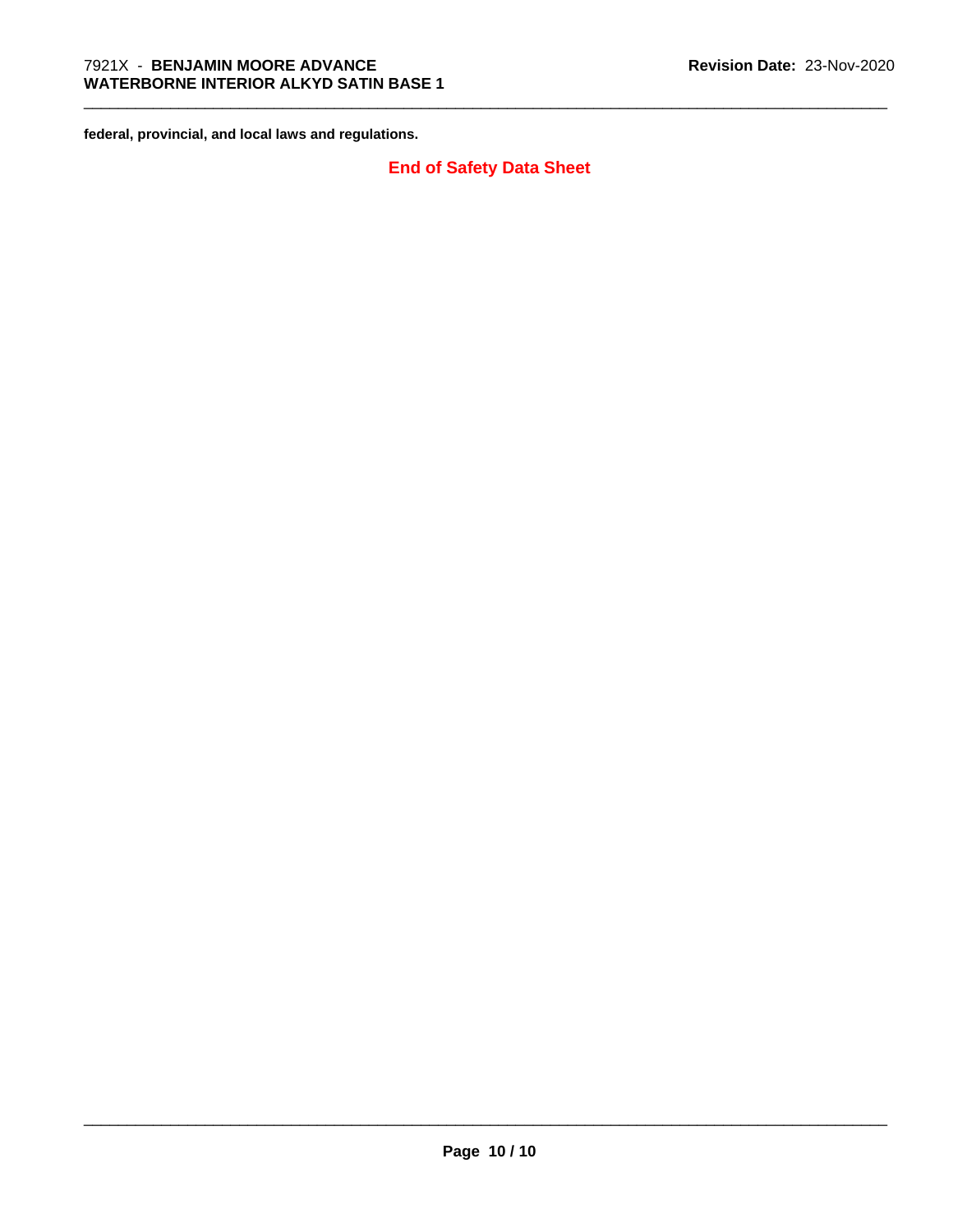**federal, provincial, and local laws and regulations.**

**End of Safety Data Sheet**